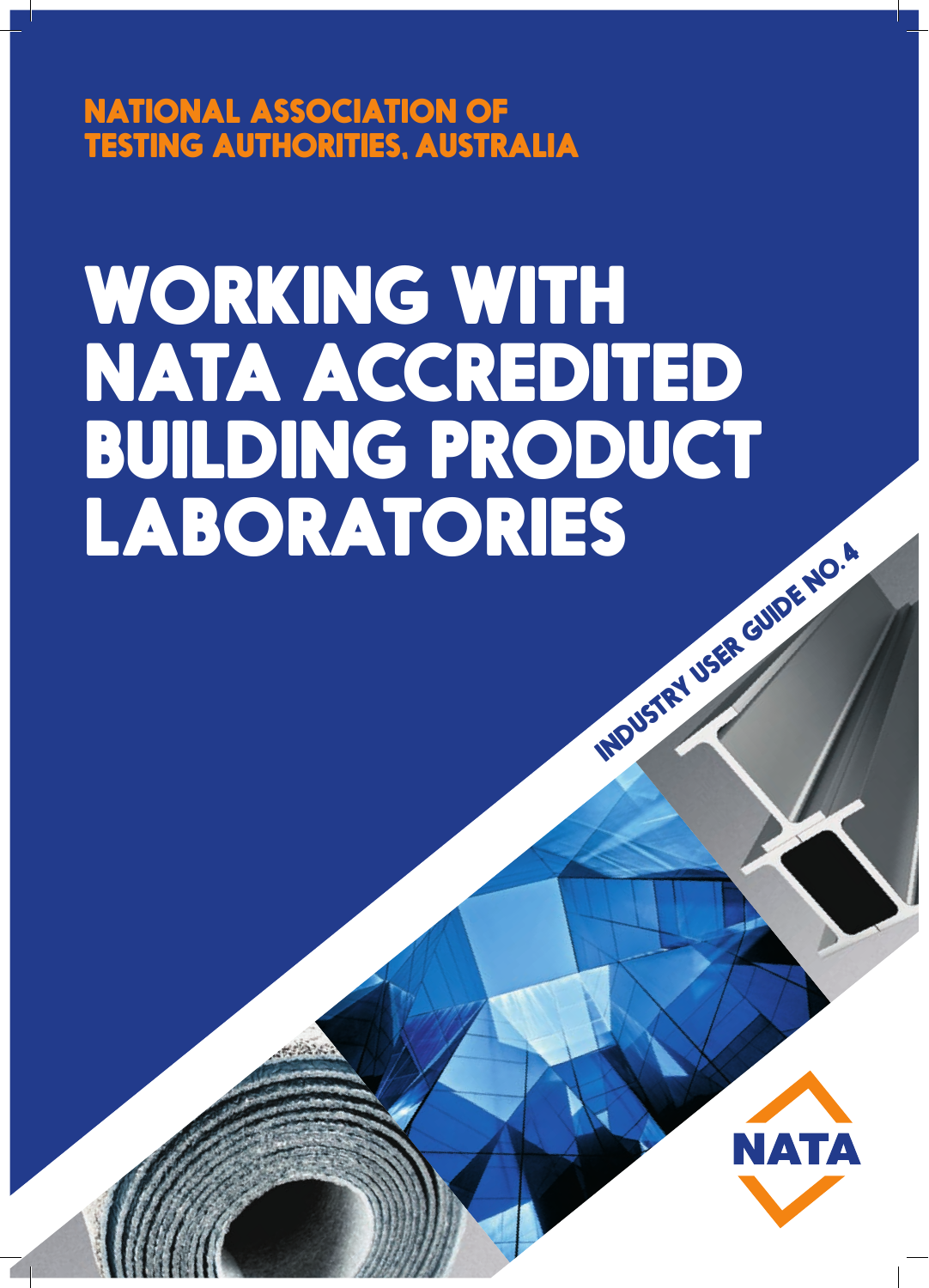NATIONAL ASSOCIATION OF TESTING AUTHORITIES, AUSTRALIA

# WORKING WITH NATA ACCREDITED BUILDING PRODUCT LABORATORIES

INDUSTRY USER GUIDE NO.4

NATA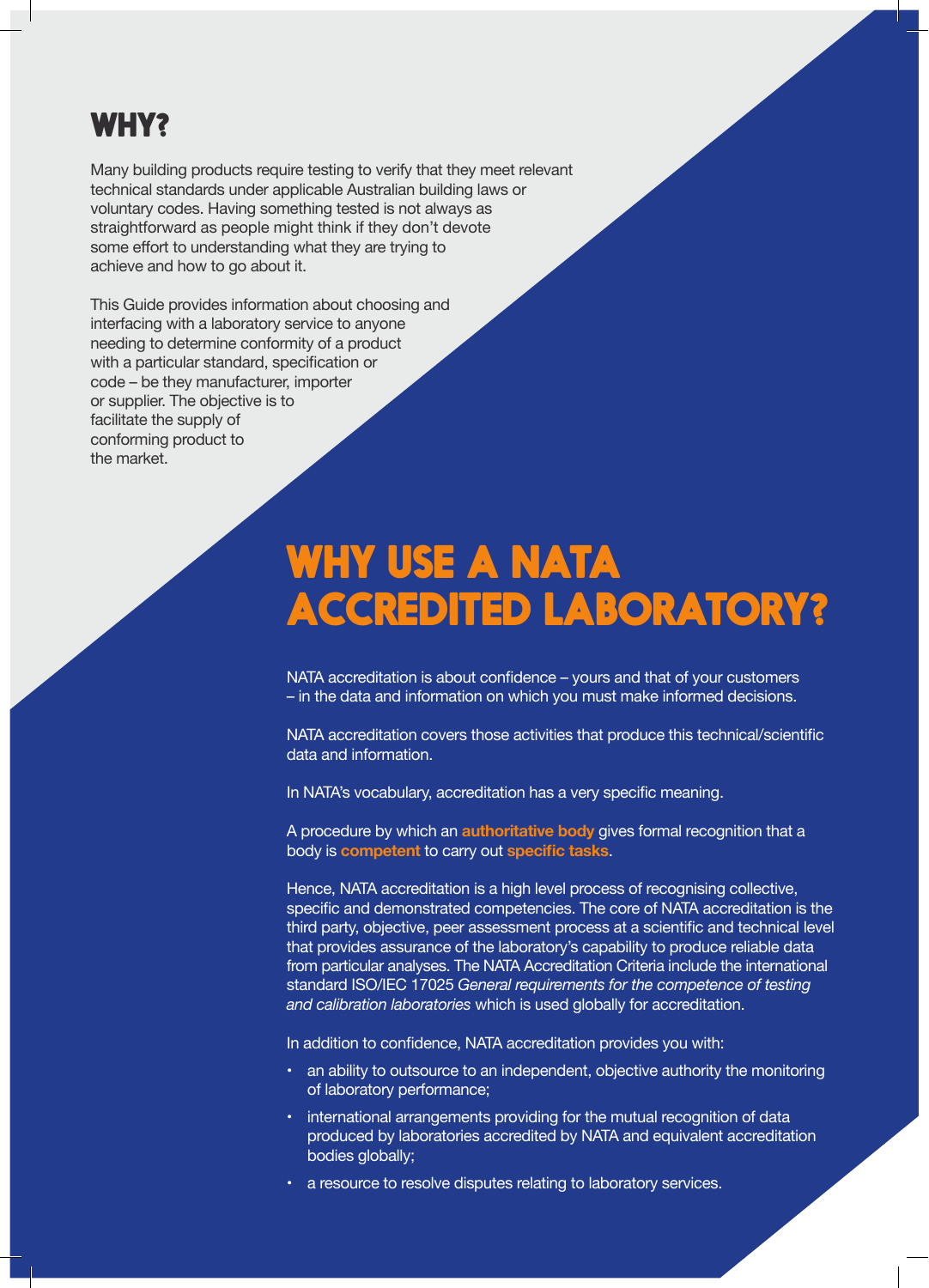# WHY?

Many building products require testing to verify that they meet relevant technical standards under applicable Australian building laws or voluntary codes. Having something tested is not always as straightforward as people might think if they don't devote some effort to understanding what they are trying to achieve and how to go about it.

This Guide provides information about choosing and interfacing with a laboratory service to anyone needing to determine conformity of a product with a particular standard, specification or code – be they manufacturer, importer or supplier. The objective is to facilitate the supply of conforming product to the market.

# WHY USE A NATA ACCREDITED LABORATORY?

NATA accreditation is about confidence – yours and that of your customers – in the data and information on which you must make informed decisions.

NATA accreditation covers those activities that produce this technical/scientific data and information.

In NATA's vocabulary, accreditation has a very specific meaning.

A procedure by which an **authoritative body** gives formal recognition that a body is **competent** to carry out **specific tasks**.

Hence, NATA accreditation is a high level process of recognising collective, specific and demonstrated competencies. The core of NATA accreditation is the third party, objective, peer assessment process at a scientific and technical level that provides assurance of the laboratory's capability to produce reliable data from particular analyses. The NATA Accreditation Criteria include the international standard ISO/IEC 17025 *General requirements for the competence of testing and calibration laboratories* which is used globally for accreditation.

In addition to confidence, NATA accreditation provides you with:

- an ability to outsource to an independent, objective authority the monitoring of laboratory performance;
- international arrangements providing for the mutual recognition of data produced by laboratories accredited by NATA and equivalent accreditation bodies globally;
- a resource to resolve disputes relating to laboratory services.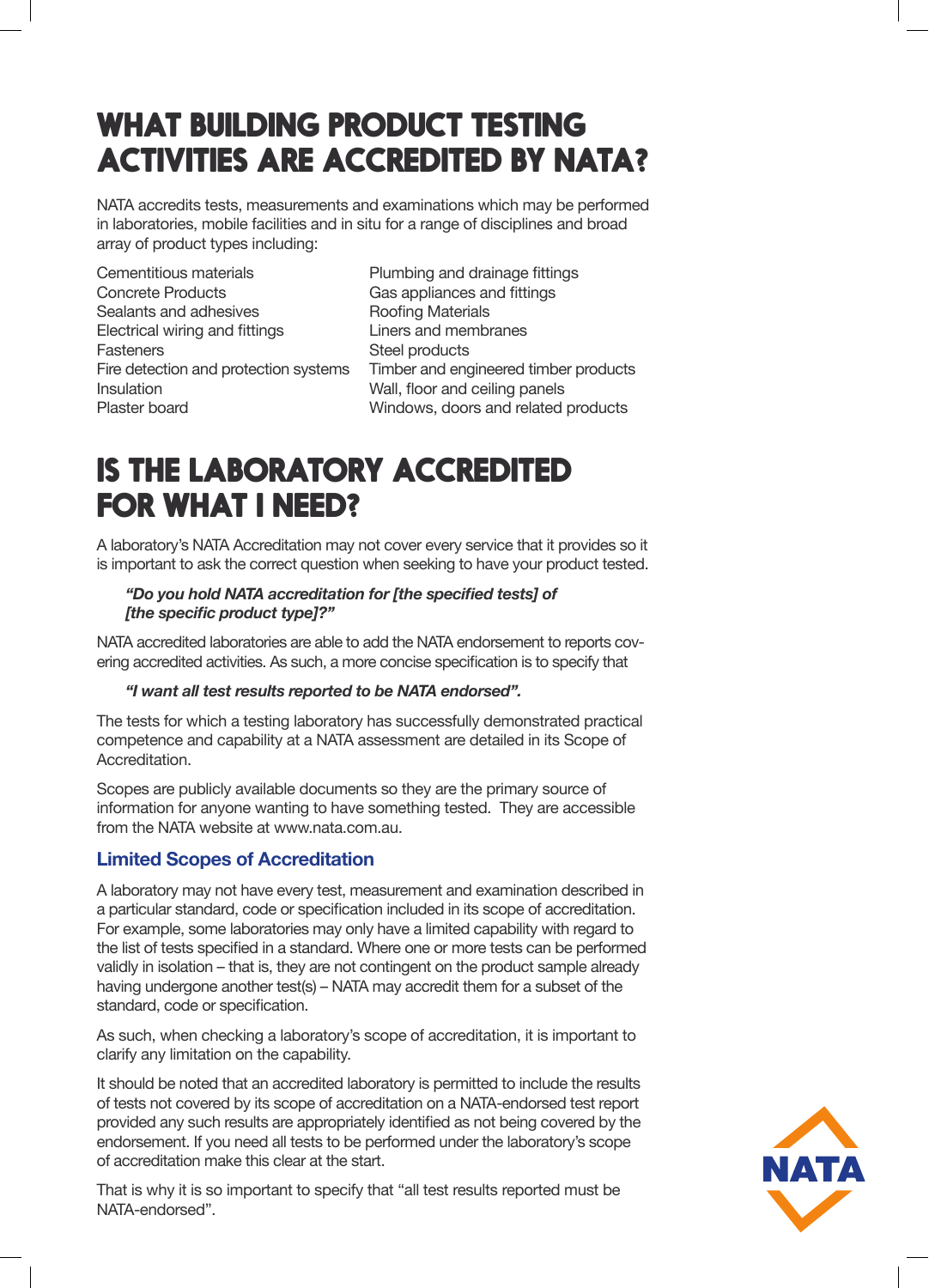# WHAT BUILDING PRODUCT TESTING ACTIVITIES ARE ACCREDITED BY NATA?

NATA accredits tests, measurements and examinations which may be performed in laboratories, mobile facilities and in situ for a range of disciplines and broad array of product types including:

- Cementitious materials
- Concrete Products
- Sealants and adhesives
- Electrical wiring and fittings
- Fasteners
- Fire detection and protection systems
- Insulation
- Plaster board
- Plumbing and drainage fittings
- Gas appliances and fittings
- Roofing Materials
- Liners and membranes
- Steel products
- Timber and engineered timber products
- Wall, floor and ceiling panels
- Windows, doors and related products

# IS THE LABORATORY ACCREDITED FOR WHAT I NEED?

A laboratory's NATA Accreditation may not cover every service that it provides so it is important to ask the correct question when seeking to have your product tested.

> ***"Do you hold NATA accreditation for [the specified tests] of [the specific product type]?"***

NATA accredited laboratories are able to add the NATA endorsement to reports covering accredited activities. As such, a more concise specification is to specify that

> ***"I want all test results reported to be NATA endorsed".***

The tests for which a testing laboratory has successfully demonstrated practical competence and capability at a NATA assessment are detailed in its Scope of Accreditation.

Scopes are publicly available documents so they are the primary source of information for anyone wanting to have something tested. They are accessible from the NATA website at www.nata.com.au.

## Limited Scopes of Accreditation

A laboratory may not have every test, measurement and examination described in a particular standard, code or specification included in its scope of accreditation. For example, some laboratories may only have a limited capability with regard to the list of tests specified in a standard. Where one or more tests can be performed validly in isolation – that is, they are not contingent on the product sample already having undergone another test(s) – NATA may accredit them for a subset of the standard, code or specification.

As such, when checking a laboratory's scope of accreditation, it is important to clarify any limitation on the capability.

It should be noted that an accredited laboratory is permitted to include the results of tests not covered by its scope of accreditation on a NATA-endorsed test report provided any such results are appropriately identified as not being covered by the endorsement. If you need all tests to be performed under the laboratory's scope of accreditation make this clear at the start.

That is why it is so important to specify that "all test results reported must be NATA-endorsed".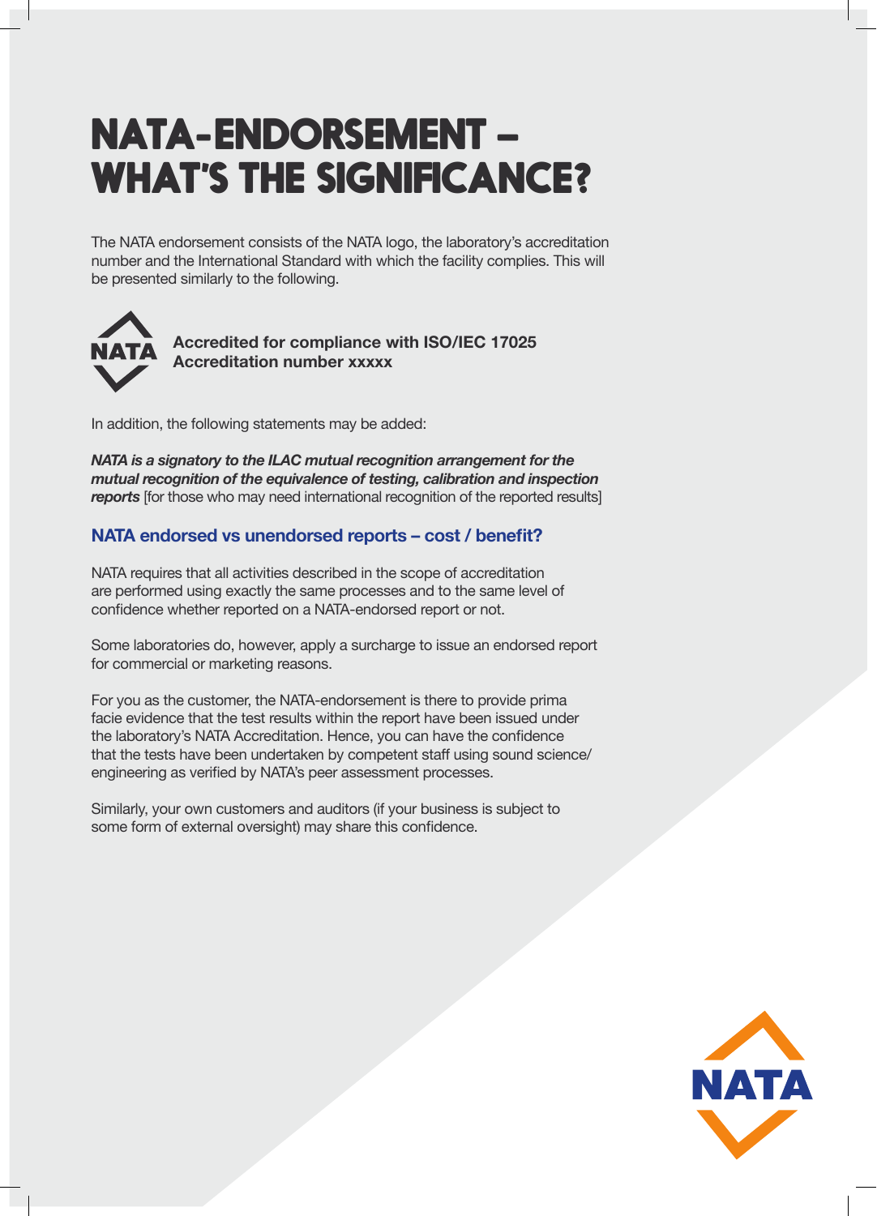# NATA-ENDORSEMENT – WHAT'S THE SIGNIFICANCE?

The NATA endorsement consists of the NATA logo, the laboratory's accreditation number and the International Standard with which the facility complies. This will be presented similarly to the following.

NATA

**Accredited for compliance with ISO/IEC 17025**
**Accreditation number xxxxx**

In addition, the following statements may be added:

***NATA is a signatory to the ILAC mutual recognition arrangement for the mutual recognition of the equivalence of testing, calibration and inspection reports*** [for those who may need international recognition of the reported results]

## NATA endorsed vs unendorsed reports – cost / benefit?

NATA requires that all activities described in the scope of accreditation are performed using exactly the same processes and to the same level of confidence whether reported on a NATA-endorsed report or not.

Some laboratories do, however, apply a surcharge to issue an endorsed report for commercial or marketing reasons.

For you as the customer, the NATA-endorsement is there to provide prima facie evidence that the test results within the report have been issued under the laboratory's NATA Accreditation. Hence, you can have the confidence that the tests have been undertaken by competent staff using sound science/ engineering as verified by NATA's peer assessment processes.

Similarly, your own customers and auditors (if your business is subject to some form of external oversight) may share this confidence.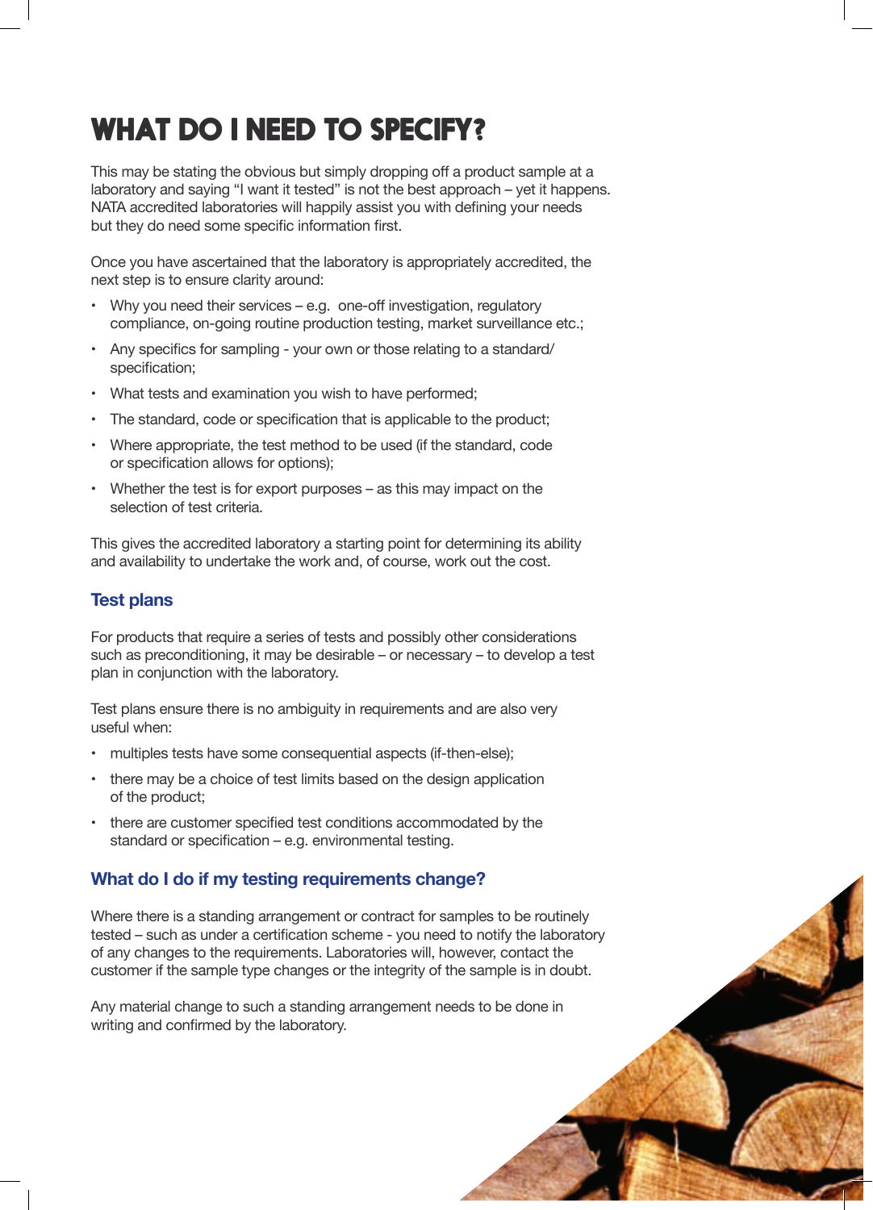# WHAT DO I NEED TO SPECIFY?

This may be stating the obvious but simply dropping off a product sample at a laboratory and saying "I want it tested" is not the best approach – yet it happens. NATA accredited laboratories will happily assist you with defining your needs but they do need some specific information first.

Once you have ascertained that the laboratory is appropriately accredited, the next step is to ensure clarity around:

- Why you need their services – e.g. one-off investigation, regulatory compliance, on-going routine production testing, market surveillance etc.;
- Any specifics for sampling - your own or those relating to a standard/ specification;
- What tests and examination you wish to have performed;
- The standard, code or specification that is applicable to the product;
- Where appropriate, the test method to be used (if the standard, code or specification allows for options);
- Whether the test is for export purposes – as this may impact on the selection of test criteria.

This gives the accredited laboratory a starting point for determining its ability and availability to undertake the work and, of course, work out the cost.

## Test plans

For products that require a series of tests and possibly other considerations such as preconditioning, it may be desirable – or necessary – to develop a test plan in conjunction with the laboratory.

Test plans ensure there is no ambiguity in requirements and are also very useful when:

- multiples tests have some consequential aspects (if-then-else);
- there may be a choice of test limits based on the design application of the product;
- there are customer specified test conditions accommodated by the standard or specification – e.g. environmental testing.

## What do I do if my testing requirements change?

Where there is a standing arrangement or contract for samples to be routinely tested – such as under a certification scheme - you need to notify the laboratory of any changes to the requirements. Laboratories will, however, contact the customer if the sample type changes or the integrity of the sample is in doubt.

Any material change to such a standing arrangement needs to be done in writing and confirmed by the laboratory.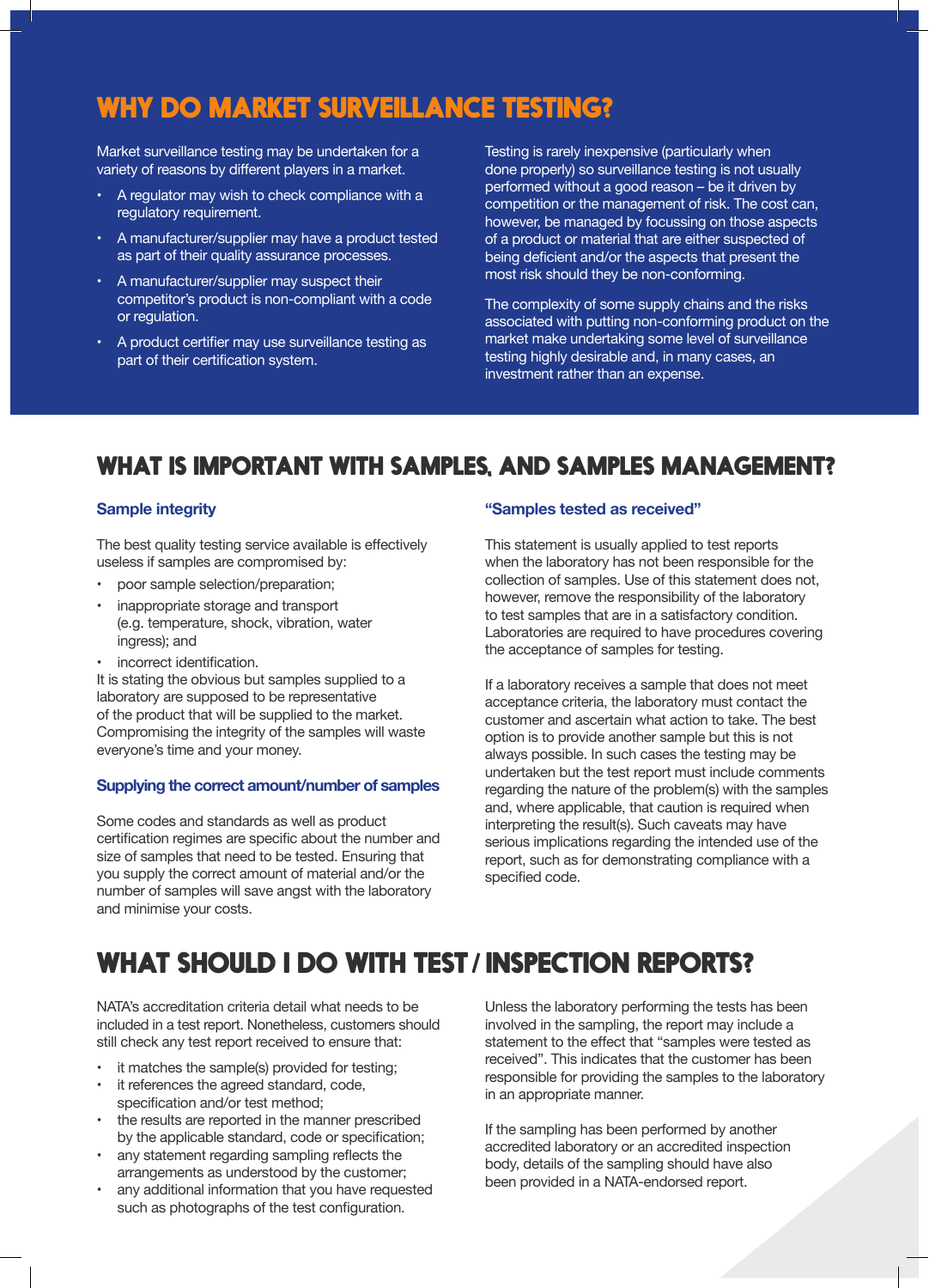## WHY DO MARKET SURVEILLANCE TESTING?

Market surveillance testing may be undertaken for a variety of reasons by different players in a market.

- A regulator may wish to check compliance with a regulatory requirement.
- A manufacturer/supplier may have a product tested as part of their quality assurance processes.
- A manufacturer/supplier may suspect their competitor's product is non-compliant with a code or regulation.
- A product certifier may use surveillance testing as part of their certification system.

Testing is rarely inexpensive (particularly when done properly) so surveillance testing is not usually performed without a good reason – be it driven by competition or the management of risk. The cost can, however, be managed by focussing on those aspects of a product or material that are either suspected of being deficient and/or the aspects that present the most risk should they be non-conforming.

The complexity of some supply chains and the risks associated with putting non-conforming product on the market make undertaking some level of surveillance testing highly desirable and, in many cases, an investment rather than an expense.

## WHAT IS IMPORTANT WITH SAMPLES, AND SAMPLES MANAGEMENT?

### Sample integrity

The best quality testing service available is effectively useless if samples are compromised by:

- poor sample selection/preparation;
- inappropriate storage and transport (e.g. temperature, shock, vibration, water ingress); and
- incorrect identification.

It is stating the obvious but samples supplied to a laboratory are supposed to be representative of the product that will be supplied to the market. Compromising the integrity of the samples will waste everyone's time and your money.

### Supplying the correct amount/number of samples

Some codes and standards as well as product certification regimes are specific about the number and size of samples that need to be tested. Ensuring that you supply the correct amount of material and/or the number of samples will save angst with the laboratory and minimise your costs.

### "Samples tested as received"

This statement is usually applied to test reports when the laboratory has not been responsible for the collection of samples. Use of this statement does not, however, remove the responsibility of the laboratory to test samples that are in a satisfactory condition. Laboratories are required to have procedures covering the acceptance of samples for testing.

If a laboratory receives a sample that does not meet acceptance criteria, the laboratory must contact the customer and ascertain what action to take. The best option is to provide another sample but this is not always possible. In such cases the testing may be undertaken but the test report must include comments regarding the nature of the problem(s) with the samples and, where applicable, that caution is required when interpreting the result(s). Such caveats may have serious implications regarding the intended use of the report, such as for demonstrating compliance with a specified code.

## WHAT SHOULD I DO WITH TEST / INSPECTION REPORTS?

NATA's accreditation criteria detail what needs to be included in a test report. Nonetheless, customers should still check any test report received to ensure that:

- it matches the sample(s) provided for testing;
- it references the agreed standard, code, specification and/or test method;
- the results are reported in the manner prescribed by the applicable standard, code or specification;
- any statement regarding sampling reflects the arrangements as understood by the customer;
- any additional information that you have requested such as photographs of the test configuration.

Unless the laboratory performing the tests has been involved in the sampling, the report may include a statement to the effect that "samples were tested as received". This indicates that the customer has been responsible for providing the samples to the laboratory in an appropriate manner.

If the sampling has been performed by another accredited laboratory or an accredited inspection body, details of the sampling should have also been provided in a NATA-endorsed report.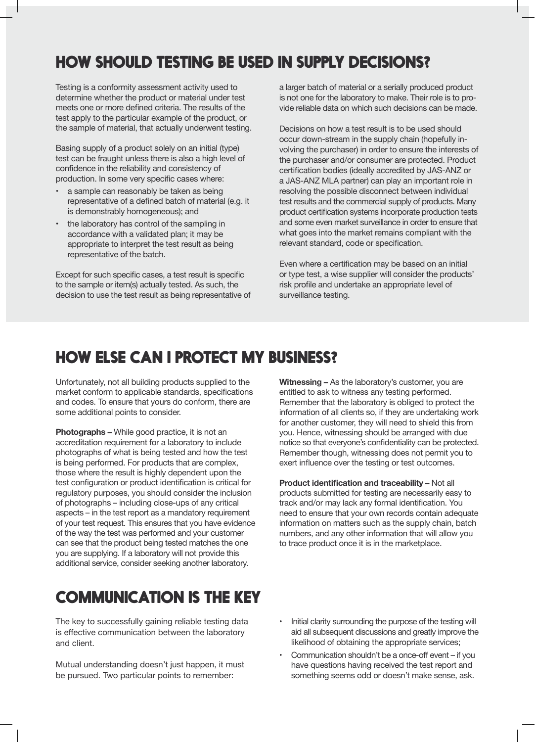## HOW SHOULD TESTING BE USED IN SUPPLY DECISIONS?

Testing is a conformity assessment activity used to determine whether the product or material under test meets one or more defined criteria. The results of the test apply to the particular example of the product, or the sample of material, that actually underwent testing.

Basing supply of a product solely on an initial (type) test can be fraught unless there is also a high level of confidence in the reliability and consistency of production. In some very specific cases where:

- a sample can reasonably be taken as being representative of a defined batch of material (e.g. it is demonstrably homogeneous); and
- the laboratory has control of the sampling in accordance with a validated plan; it may be appropriate to interpret the test result as being representative of the batch.

Except for such specific cases, a test result is specific to the sample or item(s) actually tested. As such, the decision to use the test result as being representative of a larger batch of material or a serially produced product is not one for the laboratory to make. Their role is to provide reliable data on which such decisions can be made.

Decisions on how a test result is to be used should occur down-stream in the supply chain (hopefully involving the purchaser) in order to ensure the interests of the purchaser and/or consumer are protected. Product certification bodies (ideally accredited by JAS-ANZ or a JAS-ANZ MLA partner) can play an important role in resolving the possible disconnect between individual test results and the commercial supply of products. Many product certification systems incorporate production tests and some even market surveillance in order to ensure that what goes into the market remains compliant with the relevant standard, code or specification.

Even where a certification may be based on an initial or type test, a wise supplier will consider the products' risk profile and undertake an appropriate level of surveillance testing.

## HOW ELSE CAN I PROTECT MY BUSINESS?

Unfortunately, not all building products supplied to the market conform to applicable standards, specifications and codes. To ensure that yours do conform, there are some additional points to consider.

**Photographs –** While good practice, it is not an accreditation requirement for a laboratory to include photographs of what is being tested and how the test is being performed. For products that are complex, those where the result is highly dependent upon the test configuration or product identification is critical for regulatory purposes, you should consider the inclusion of photographs – including close-ups of any critical aspects – in the test report as a mandatory requirement of your test request. This ensures that you have evidence of the way the test was performed and your customer can see that the product being tested matches the one you are supplying. If a laboratory will not provide this additional service, consider seeking another laboratory.

**Witnessing –** As the laboratory's customer, you are entitled to ask to witness any testing performed. Remember that the laboratory is obliged to protect the information of all clients so, if they are undertaking work for another customer, they will need to shield this from you. Hence, witnessing should be arranged with due notice so that everyone's confidentiality can be protected. Remember though, witnessing does not permit you to exert influence over the testing or test outcomes.

**Product identification and traceability –** Not all products submitted for testing are necessarily easy to track and/or may lack any formal identification. You need to ensure that your own records contain adequate information on matters such as the supply chain, batch numbers, and any other information that will allow you to trace product once it is in the marketplace.

## COMMUNICATION IS THE KEY

The key to successfully gaining reliable testing data is effective communication between the laboratory and client.

Mutual understanding doesn't just happen, it must be pursued. Two particular points to remember:

- Initial clarity surrounding the purpose of the testing will aid all subsequent discussions and greatly improve the likelihood of obtaining the appropriate services;
- Communication shouldn't be a once-off event – if you have questions having received the test report and something seems odd or doesn't make sense, ask.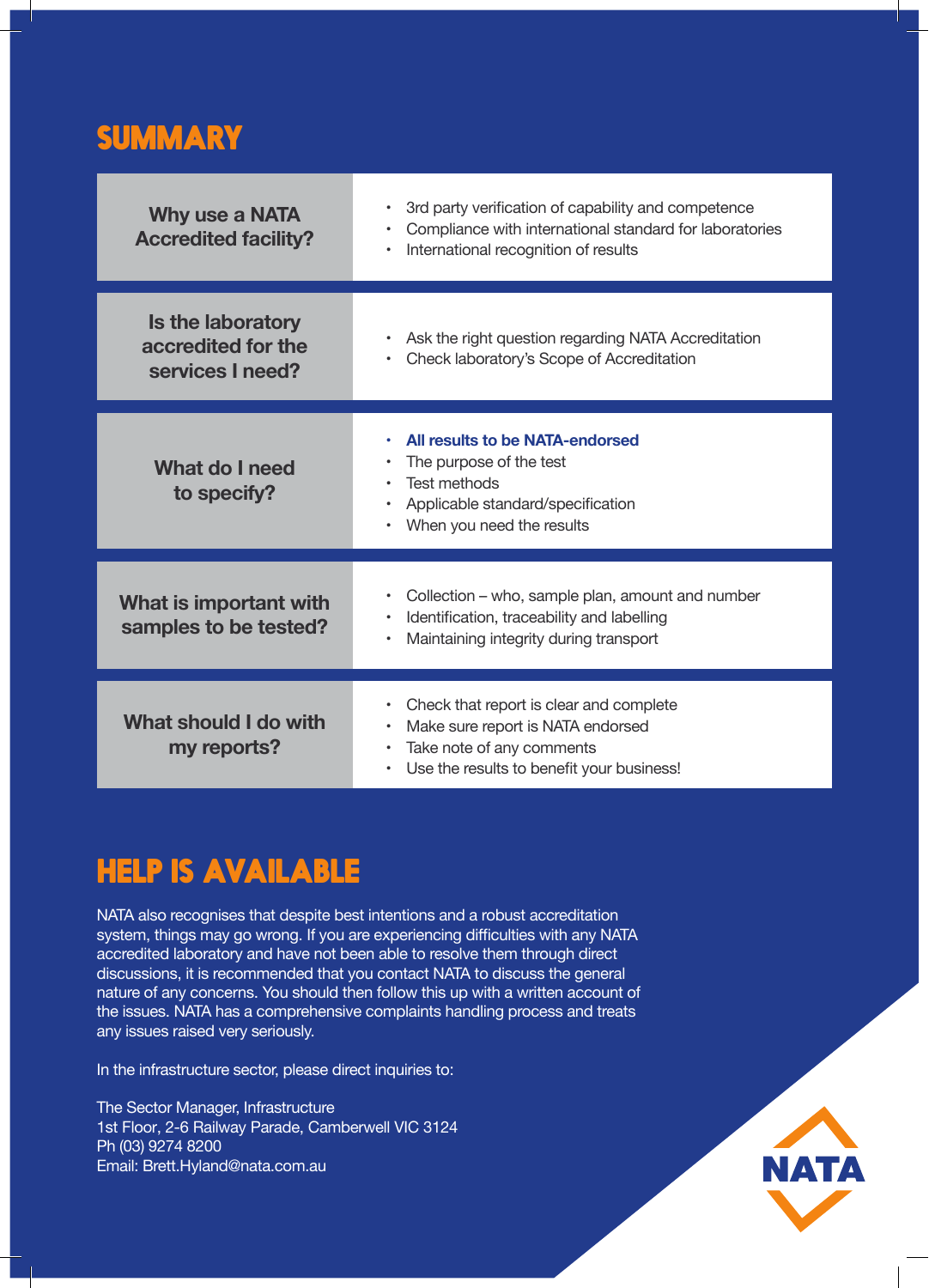## SUMMARY

| | |
|---|---|
| **Why use a NATA Accredited facility?** | • 3rd party verification of capability and competence<br>• Compliance with international standard for laboratories<br>• International recognition of results |
| **Is the laboratory accredited for the services I need?** | • Ask the right question regarding NATA Accreditation<br>• Check laboratory's Scope of Accreditation |
| **What do I need to specify?** | • **All results to be NATA-endorsed**<br>• The purpose of the test<br>• Test methods<br>• Applicable standard/specification<br>• When you need the results |
| **What is important with samples to be tested?** | • Collection – who, sample plan, amount and number<br>• Identification, traceability and labelling<br>• Maintaining integrity during transport |
| **What should I do with my reports?** | • Check that report is clear and complete<br>• Make sure report is NATA endorsed<br>• Take note of any comments<br>• Use the results to benefit your business! |

## HELP IS AVAILABLE

NATA also recognises that despite best intentions and a robust accreditation system, things may go wrong. If you are experiencing difficulties with any NATA accredited laboratory and have not been able to resolve them through direct discussions, it is recommended that you contact NATA to discuss the general nature of any concerns. You should then follow this up with a written account of the issues. NATA has a comprehensive complaints handling process and treats any issues raised very seriously.

In the infrastructure sector, please direct inquiries to:

The Sector Manager, Infrastructure
1st Floor, 2-6 Railway Parade, Camberwell VIC 3124
Ph (03) 9274 8200
Email: Brett.Hyland@nata.com.au

NATA